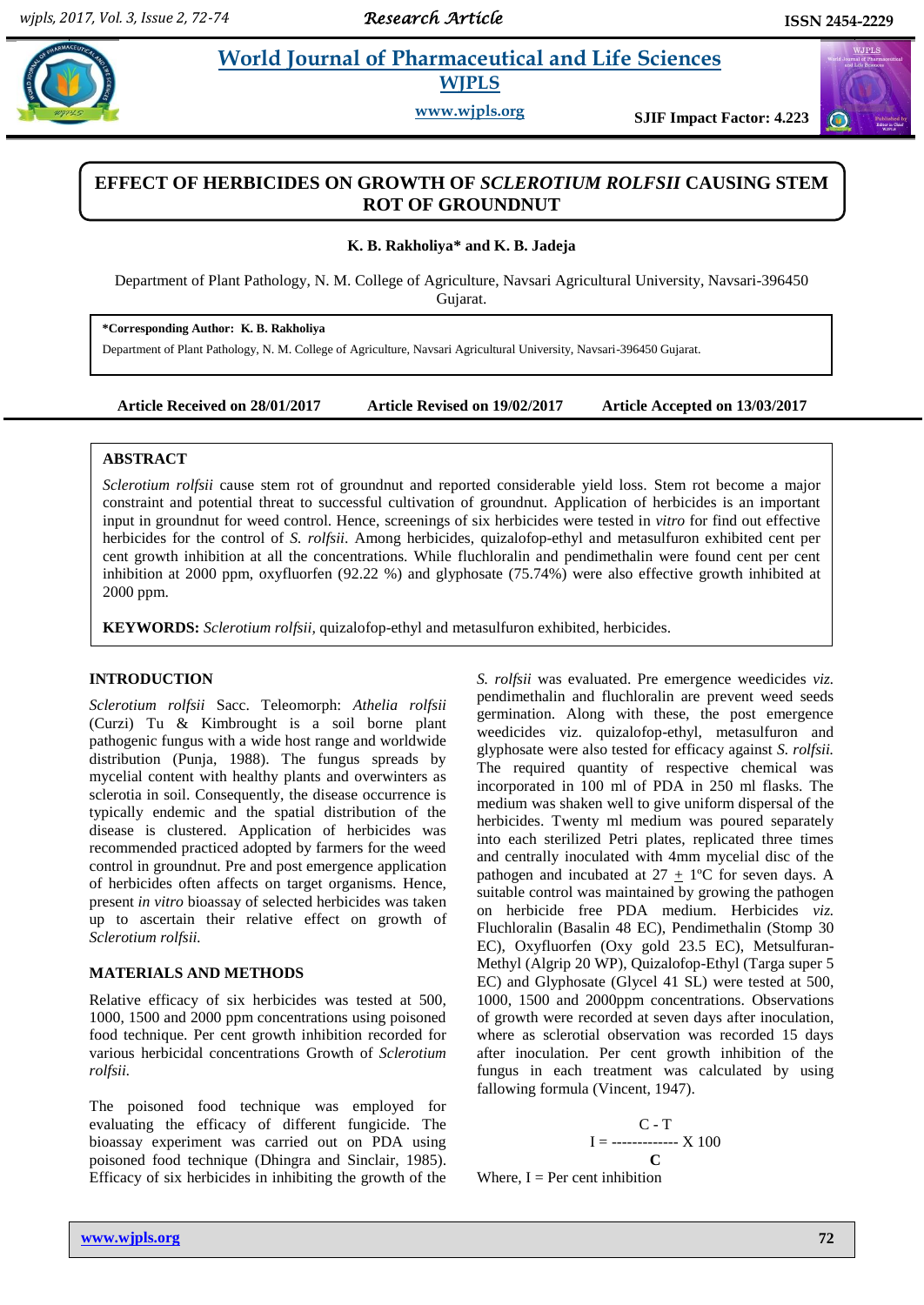# EFFECT OF HERBICIDES ON GROWTH OF *SCLEROTIUM ROLFSII* CAUSING STEM ROT OF GROUNDNUT

**K. B. Rakholiya\* and K. B. Jadeja**

Department of Plant Pathology, N. M. College of Agriculture, Navsari Agricultural University, Navsari-396450 Gujarat.

**\*Corresponding Author: K. B. Rakholiya**

Department of Plant Pathology, N. M. College of Agriculture, Navsari Agricultural University, Navsari-396450 Gujarat.

**Article Received on 28/01/2017 Article Revised on 19/02/2017 Article Accepted on 13/03/2017**

## ABSTRACT

*Sclerotium rolfsii* cause stem rot of groundnut and reported considerable yield loss. Stem rot become a major constraint and potential threat to successful cultivation of groundnut. Application of herbicides is an important input in groundnut for weed control. Hence, screenings of six herbicides were tested in *vitro* for find out effective herbicides for the control of *S. rolfsii*. Among herbicides, quizalofop-ethyl and metasulfuron exhibited cent per cent growth inhibition at all the concentrations. While fluchloralin and pendimethalin were found cent per cent inhibition at 2000 ppm, oxyfluorfen (92.22 %) and glyphosate (75.74%) were also effective growth inhibited at 2000 ppm.

**KEYWORDS:** *Sclerotium rolfsii*, quizalofop-ethyl and metasulfuron exhibited, herbicides.

## INTRODUCTION

*Sclerotium rolfsii* Sacc. Teleomorph: *Athelia rolfsii* (Curzi) Tu & Kimbrought is a soil borne plant pathogenic fungus with a wide host range and worldwide distribution (Punja, 1988). The fungus spreads by mycelial content with healthy plants and overwinters as sclerotia in soil. Consequently, the disease occurrence is typically endemic and the spatial distribution of the disease is clustered. Application of herbicides was recommended practiced adopted by farmers for the weed control in groundnut. Pre and post emergence application of herbicides often affects on target organisms. Hence, present *in vitro* bioassay of selected herbicides was taken up to ascertain their relative effect on growth of *Sclerotium rolfsii.*

## MATERIALS AND METHODS

Relative efficacy of six herbicides was tested at 500, 1000, 1500 and 2000 ppm concentrations using poisoned food technique. Per cent growth inhibition recorded for various herbicidal concentrations Growth of *Sclerotium rolfsii.*

The poisoned food technique was employed for evaluating the efficacy of different fungicide. The bioassay experiment was carried out on PDA using poisoned food technique (Dhingra and Sinclair, 1985). Efficacy of six herbicides in inhibiting the growth of the *S. rolfsii* was evaluated. Pre emergence weedicides *viz.* pendimethalin and fluchloralin are prevent weed seeds germination. Along with these, the post emergence weedicides viz. quizalofop-ethyl, metsulfuron and glyphosate were also tested for efficacy against *S. rolfsii.* The required quantity of respective chemical was incorporated in 100 ml of PDA in 250 ml flasks. The medium was shaken well to give uniform dispersal of the herbicides. Twenty ml medium was poured separately into each sterilized Petri plates, replicated three times and centrally inoculated with 4mm mycelial disc of the pathogen and incubated at 27 $\pm$ 1ºC for seven days. A suitable control was maintained by growing the pathogen on herbicide free PDA medium. Herbicides *viz.* Fluchloralin (Basalin 48 EC), Pendimethalin (Stomp 30 EC), Oxyfluorfen (Oxy gold 23.5 EC), Metsulfuran-Methyl (Algrip 20 WP), Quizalofop-Ethyl (Targa super 5 EC) and Glyphosate (Glycel 41 SL) were tested at 500, 1000, 1500 and 2000ppm concentrations. Observations of growth were recorded at seven days after inoculation, where as sclerotial observation was recorded 15 days after inoculation. Per cent growth inhibition of the fungus in each treatment was calculated by using fallowing formula (Vincent, 1947).

$$I = \frac{C - T}{C} \times 100$$

Where, I = Per cent inhibition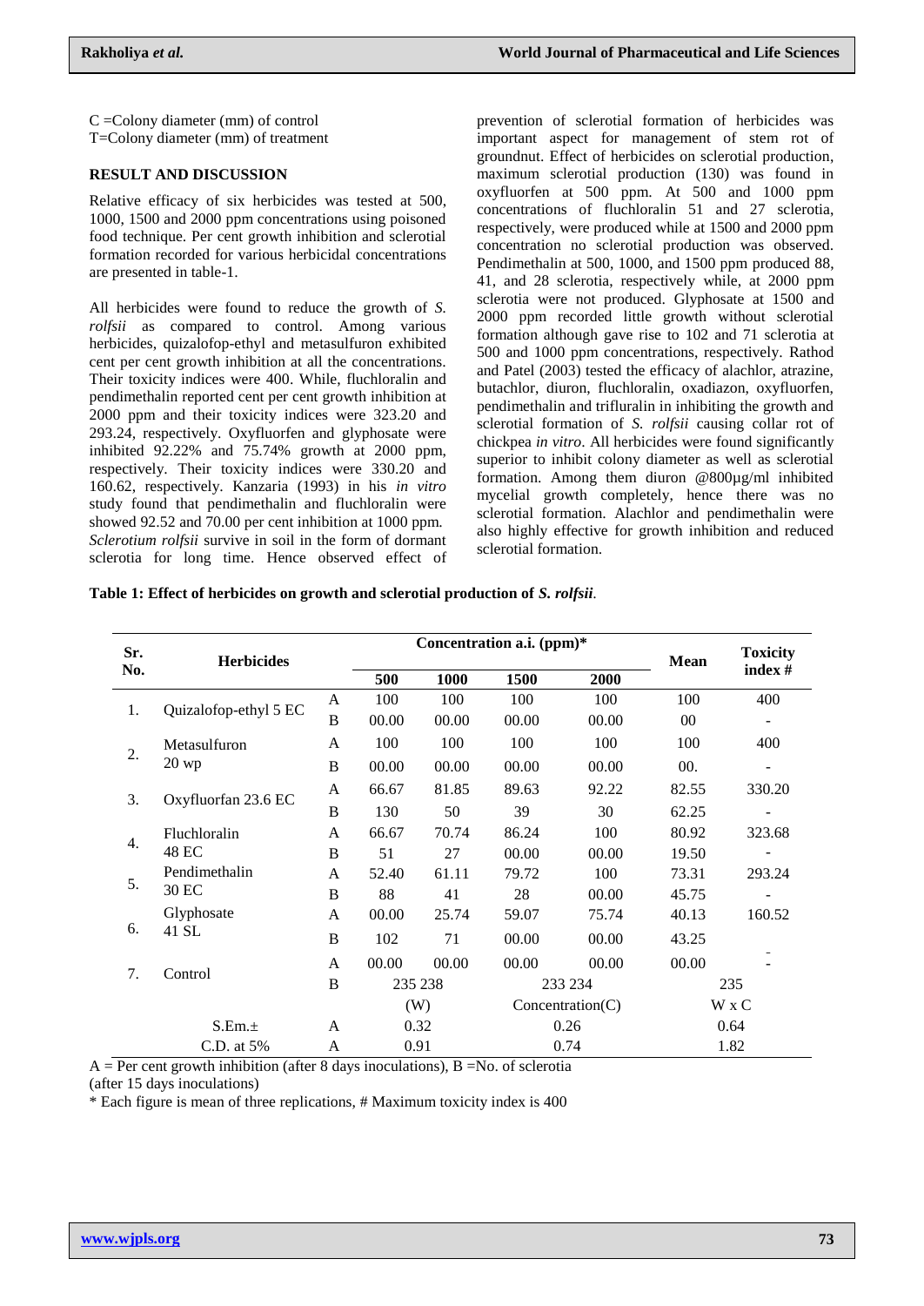C =Colony diameter (mm) of control
T=Colony diameter (mm) of treatment

## RESULT AND DISCUSSION

Relative efficacy of six herbicides was tested at 500, 1000, 1500 and 2000 ppm concentrations using poisoned food technique. Per cent growth inhibition and sclerotial formation recorded for various herbicidal concentrations are presented in table-1.

All herbicides were found to reduce the growth of *S. rolfsii* as compared to control. Among various herbicides, quizalofop-ethyl and metasulfuron exhibited cent per cent growth inhibition at all the concentrations. Their toxicity indices were 400. While, fluchloralin and pendimethalin reported cent per cent growth inhibition at 2000 ppm and their toxicity indices were 323.20 and 293.24, respectively. Oxyfluorfen and glyphosate were inhibited 92.22% and 75.74% growth at 2000 ppm, respectively. Their toxicity indices were 330.20 and 160.62, respectively. Kanzaria (1993) in his *in vitro* study found that pendimethalin and fluchloralin were showed 92.52 and 70.00 per cent inhibition at 1000 ppm. *Sclerotium rolfsii* survive in soil in the form of dormant sclerotia for long time. Hence observed effect of prevention of sclerotial formation of herbicides was important aspect for management of stem rot of groundnut. Effect of herbicides on sclerotial production, maximum sclerotial production (130) was found in oxyfluorfen at 500 ppm. At 500 and 1000 ppm concentrations of fluchloralin 51 and 27 sclerotia, respectively, were produced while at 1500 and 2000 ppm concentration no sclerotial production was observed. Pendimethalin at 500, 1000, and 1500 ppm produced 88, 41, and 28 sclerotia, respectively while, at 2000 ppm sclerotia were not produced. Glyphosate at 1500 and 2000 ppm recorded little growth without sclerotial formation although gave rise to 102 and 71 sclerotia at 500 and 1000 ppm concentrations, respectively. Rathod and Patel (2003) tested the efficacy of alachlor, atrazine, butachlor, diuron, fluchloralin, oxadiazon, oxyfluorfen, pendimethalin and trifluralin in inhibiting the growth and sclerotial formation of *S. rolfsii* causing collar rot of chickpea *in vitro*. All herbicides were found significantly superior to inhibit colony diameter as well as sclerotial formation. Among them diuron @800µg/ml inhibited mycelial growth completely, hence there was no sclerotial formation. Alachlor and pendimethalin were also highly effective for growth inhibition and reduced sclerotial formation.

**Table 1: Effect of herbicides on growth and sclerotial production of *S. rolfsii*.**

| Sr. No. | Herbicides | | Concentration a.i. (ppm)* | | | | Mean | Toxicity index # |
|---|---|---|---|---|---|---|---|---|
| | | | 500 | 1000 | 1500 | 2000 | | |
| 1. | Quizalofop-ethyl 5 EC | A | 100 | 100 | 100 | 100 | 100 | 400 |
| | | B | 00.00 | 00.00 | 00.00 | 00.00 | 00 | - |
| 2. | Metasulfuron 20 wp | A | 100 | 100 | 100 | 100 | 100 | 400 |
| | | B | 00.00 | 00.00 | 00.00 | 00.00 | 00. | - |
| 3. | Oxyfluorfan 23.6 EC | A | 66.67 | 81.85 | 89.63 | 92.22 | 82.55 | 330.20 |
| | | B | 130 | 50 | 39 | 30 | 62.25 | - |
| 4. | Fluchloralin 48 EC | A | 66.67 | 70.74 | 86.24 | 100 | 80.92 | 323.68 |
| | | B | 51 | 27 | 00.00 | 00.00 | 19.50 | - |
| 5. | Pendimethalin 30 EC | A | 52.40 | 61.11 | 79.72 | 100 | 73.31 | 293.24 |
| | | B | 88 | 41 | 28 | 00.00 | 45.75 | - |
| 6. | Glyphosate 41 SL | A | 00.00 | 25.74 | 59.07 | 75.74 | 40.13 | 160.52 |
| | | B | 102 | 71 | 00.00 | 00.00 | 43.25 | - |
| 7. | Control | A | 00.00 | 00.00 | 00.00 | 00.00 | 00.00 | - |
| | | B | 235 238 | | 233 234 | | 235 | |
| | | | (W) | | Concentration(C) | | W x C | |
| | S.Em.± | A | 0.32 | | 0.26 | | 0.64 | |
| | C.D. at 5% | A | 0.91 | | 0.74 | | 1.82 | |

A = Per cent growth inhibition (after 8 days inoculations), B =No. of sclerotia (after 15 days inoculations)
* Each figure is mean of three replications, # Maximum toxicity index is 400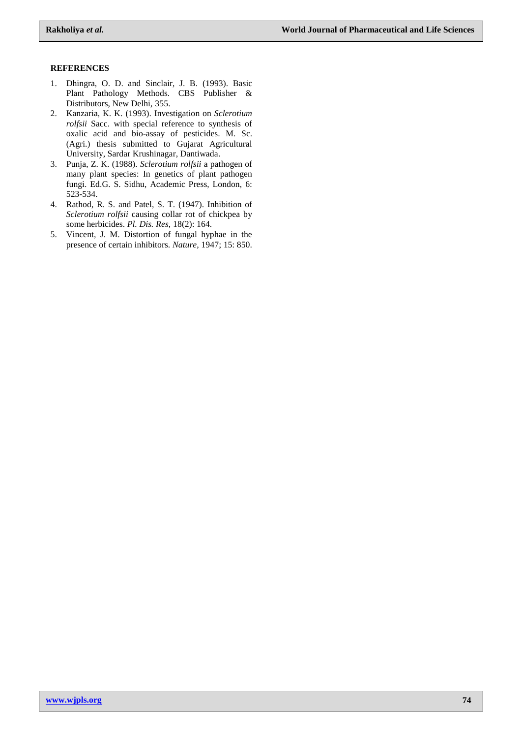## REFERENCES

1. Dhingra, O. D. and Sinclair, J. B. (1993). Basic Plant Pathology Methods. CBS Publisher & Distributors, New Delhi, 355.
2. Kanzaria, K. K. (1993). Investigation on *Sclerotium rolfsii* Sacc. with special reference to synthesis of oxalic acid and bio-assay of pesticides. M. Sc. (Agri.) thesis submitted to Gujarat Agricultural University, Sardar Krushinagar, Dantiwada.
3. Punja, Z. K. (1988). *Sclerotium rolfsii* a pathogen of many plant species: In genetics of plant pathogen fungi. Ed.G. S. Sidhu, Academic Press, London, 6: 523-534.
4. Rathod, R. S. and Patel, S. T. (1947). Inhibition of *Sclerotium rolfsii* causing collar rot of chickpea by some herbicides. *Pl. Dis. Res*, 18(2): 164.
5. Vincent, J. M. Distortion of fungal hyphae in the presence of certain inhibitors. *Nature*, 1947; 15: 850.